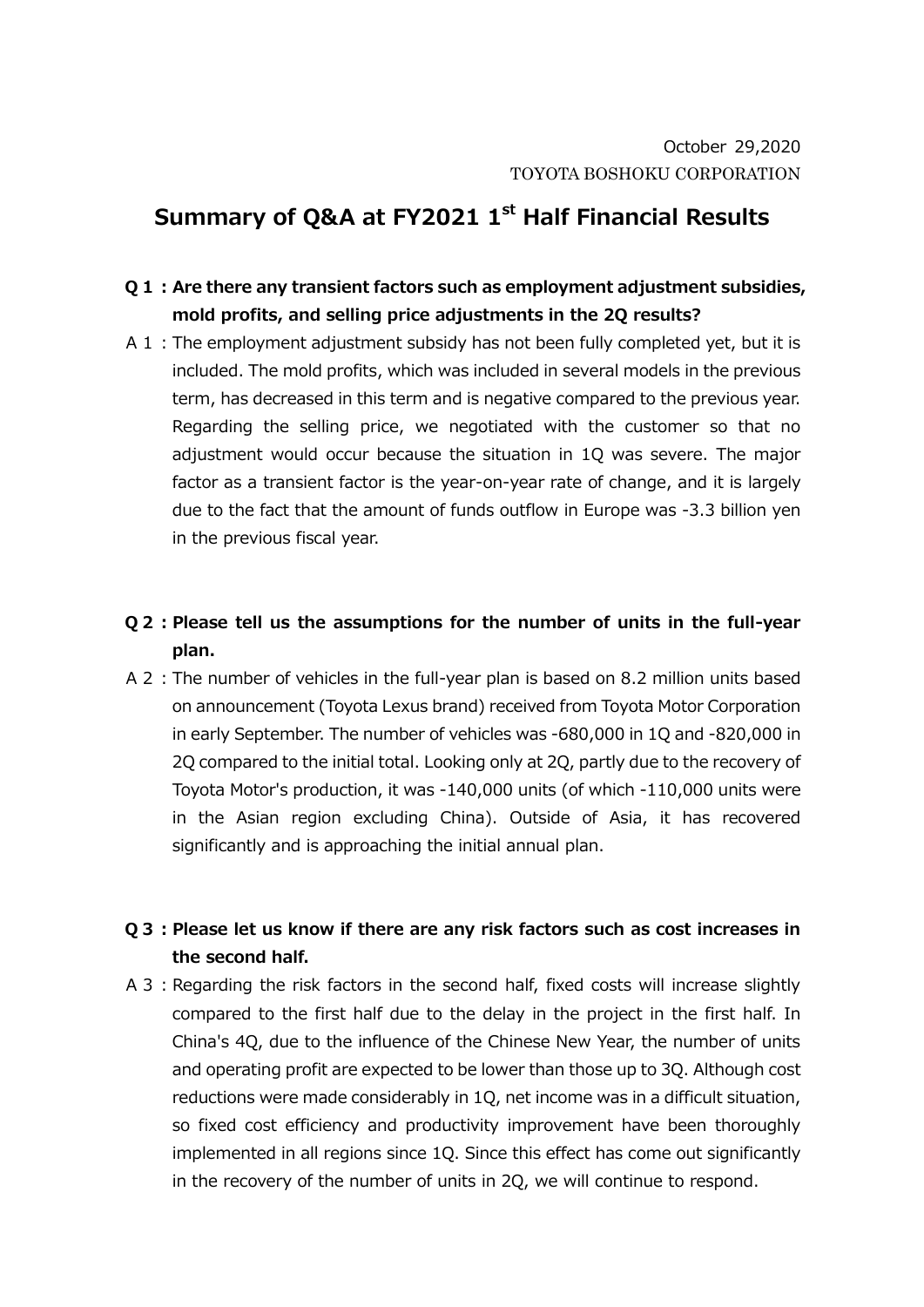October 29,2020
TOYOTA BOSHOKU CORPORATION

# Summary of Q&A at FY2021 1st Half Financial Results

**Q 1 : Are there any transient factors such as employment adjustment subsidies, mold profits, and selling price adjustments in the 2Q results?**

A 1 : The employment adjustment subsidy has not been fully completed yet, but it is included. The mold profits, which was included in several models in the previous term, has decreased in this term and is negative compared to the previous year. Regarding the selling price, we negotiated with the customer so that no adjustment would occur because the situation in 1Q was severe. The major factor as a transient factor is the year-on-year rate of change, and it is largely due to the fact that the amount of funds outflow in Europe was -3.3 billion yen in the previous fiscal year.

**Q 2 : Please tell us the assumptions for the number of units in the full-year plan.**

A 2 : The number of vehicles in the full-year plan is based on 8.2 million units based on announcement (Toyota Lexus brand) received from Toyota Motor Corporation in early September. The number of vehicles was -680,000 in 1Q and -820,000 in 2Q compared to the initial total. Looking only at 2Q, partly due to the recovery of Toyota Motor's production, it was -140,000 units (of which -110,000 units were in the Asian region excluding China). Outside of Asia, it has recovered significantly and is approaching the initial annual plan.

**Q 3 : Please let us know if there are any risk factors such as cost increases in the second half.**

A 3 : Regarding the risk factors in the second half, fixed costs will increase slightly compared to the first half due to the delay in the project in the first half. In China's 4Q, due to the influence of the Chinese New Year, the number of units and operating profit are expected to be lower than those up to 3Q. Although cost reductions were made considerably in 1Q, net income was in a difficult situation, so fixed cost efficiency and productivity improvement have been thoroughly implemented in all regions since 1Q. Since this effect has come out significantly in the recovery of the number of units in 2Q, we will continue to respond.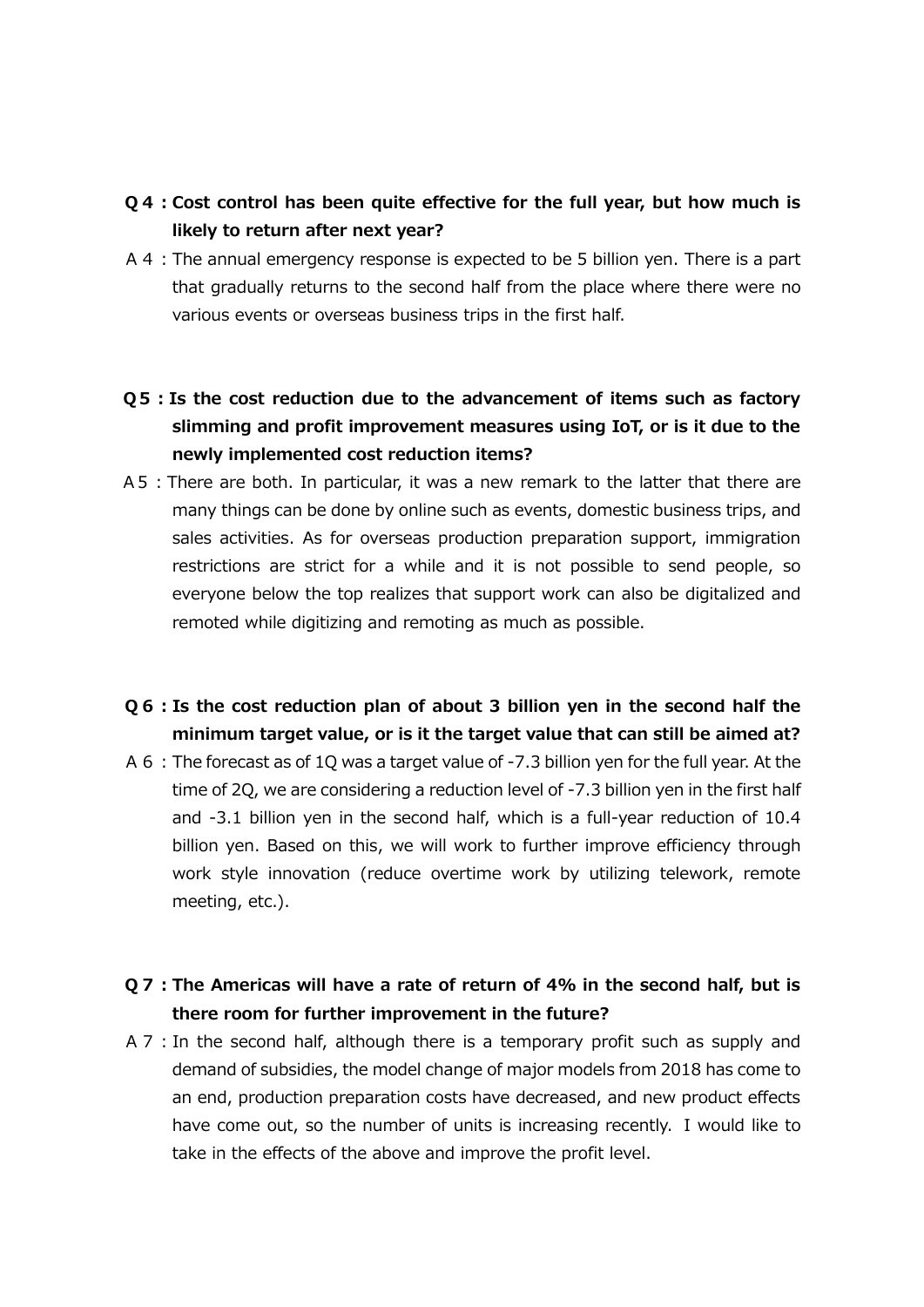**Q４：Cost control has been quite effective for the full year, but how much is likely to return after next year?**

A４：The annual emergency response is expected to be 5 billion yen. There is a part that gradually returns to the second half from the place where there were no various events or overseas business trips in the first half.

**Q５：Is the cost reduction due to the advancement of items such as factory slimming and profit improvement measures using IoT, or is it due to the newly implemented cost reduction items?**

A５：There are both. In particular, it was a new remark to the latter that there are many things can be done by online such as events, domestic business trips, and sales activities. As for overseas production preparation support, immigration restrictions are strict for a while and it is not possible to send people, so everyone below the top realizes that support work can also be digitalized and remoted while digitizing and remoting as much as possible.

**Q６：Is the cost reduction plan of about 3 billion yen in the second half the minimum target value, or is it the target value that can still be aimed at?**

A６：The forecast as of 1Q was a target value of -7.3 billion yen for the full year. At the time of 2Q, we are considering a reduction level of -7.3 billion yen in the first half and -3.1 billion yen in the second half, which is a full-year reduction of 10.4 billion yen. Based on this, we will work to further improve efficiency through work style innovation (reduce overtime work by utilizing telework, remote meeting, etc.).

**Q７：The Americas will have a rate of return of 4% in the second half, but is there room for further improvement in the future?**

A７：In the second half, although there is a temporary profit such as supply and demand of subsidies, the model change of major models from 2018 has come to an end, production preparation costs have decreased, and new product effects have come out, so the number of units is increasing recently. I would like to take in the effects of the above and improve the profit level.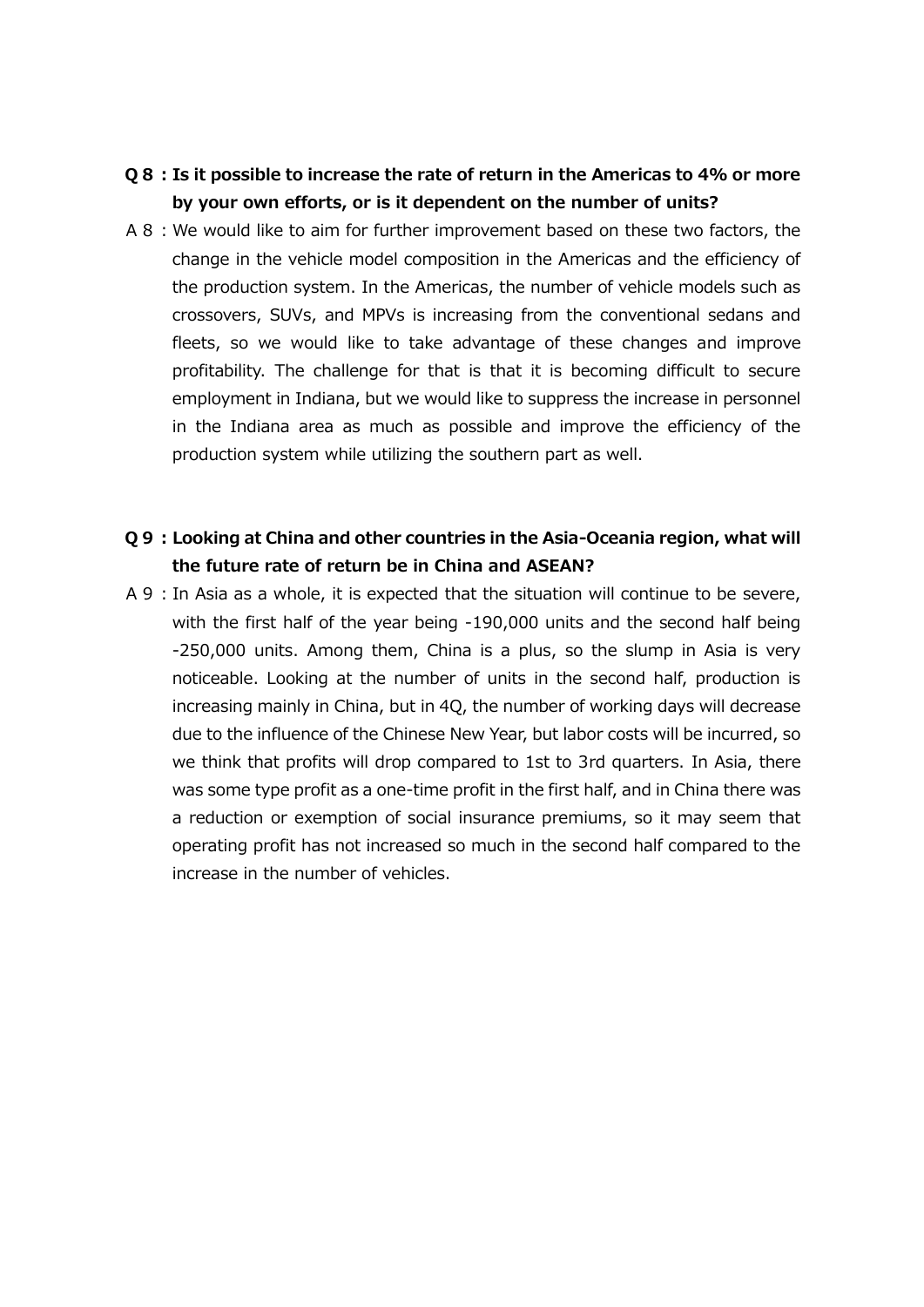**Q 8 : Is it possible to increase the rate of return in the Americas to 4% or more by your own efforts, or is it dependent on the number of units?**

A 8 : We would like to aim for further improvement based on these two factors, the change in the vehicle model composition in the Americas and the efficiency of the production system. In the Americas, the number of vehicle models such as crossovers, SUVs, and MPVs is increasing from the conventional sedans and fleets, so we would like to take advantage of these changes and improve profitability. The challenge for that is that it is becoming difficult to secure employment in Indiana, but we would like to suppress the increase in personnel in the Indiana area as much as possible and improve the efficiency of the production system while utilizing the southern part as well.

**Q 9 : Looking at China and other countries in the Asia-Oceania region, what will the future rate of return be in China and ASEAN?**

A 9 : In Asia as a whole, it is expected that the situation will continue to be severe, with the first half of the year being -190,000 units and the second half being -250,000 units. Among them, China is a plus, so the slump in Asia is very noticeable. Looking at the number of units in the second half, production is increasing mainly in China, but in 4Q, the number of working days will decrease due to the influence of the Chinese New Year, but labor costs will be incurred, so we think that profits will drop compared to 1st to 3rd quarters. In Asia, there was some type profit as a one-time profit in the first half, and in China there was a reduction or exemption of social insurance premiums, so it may seem that operating profit has not increased so much in the second half compared to the increase in the number of vehicles.